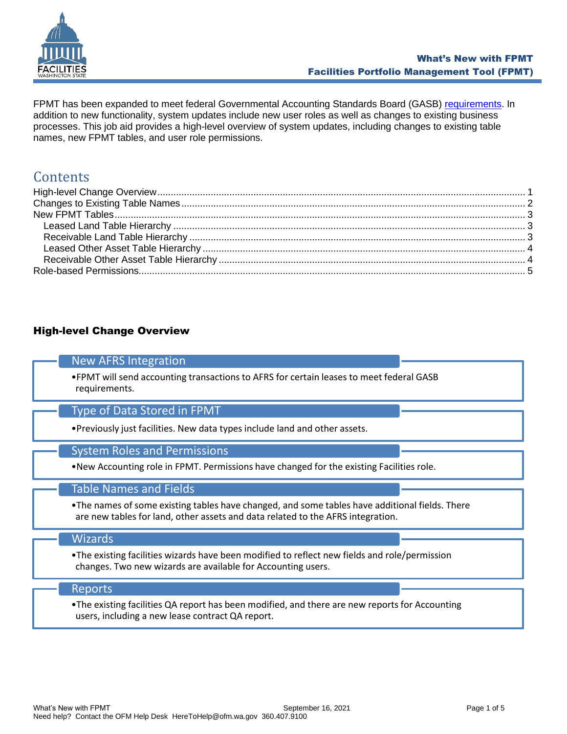FPMT has been expanded to meet federal Governmental Accounting Standards Board (GASB) requirements. In addition to new functionality, system updates include new user roles as well as changes to existing business processes. This job aid provides a high-level overview of system updates, including changes to existing table names, new FPMT tables, and user role permissions.

## Contents

- High-level Change Overview ... 1
- Changes to Existing Table Names ... 2
- New FPMT Tables ... 3
  - Leased Land Table Hierarchy ... 3
  - Receivable Land Table Hierarchy ... 3
  - Leased Other Asset Table Hierarchy ... 4
  - Receivable Other Asset Table Hierarchy ... 4
- Role-based Permissions ... 5

## High-level Change Overview

### New AFRS Integration

- FPMT will send accounting transactions to AFRS for certain leases to meet federal GASB requirements.

### Type of Data Stored in FPMT

- Previously just facilities. New data types include land and other assets.

### System Roles and Permissions

- New Accounting role in FPMT. Permissions have changed for the existing Facilities role.

### Table Names and Fields

- The names of some existing tables have changed, and some tables have additional fields. There are new tables for land, other assets and data related to the AFRS integration.

### Wizards

- The existing facilities wizards have been modified to reflect new fields and role/permission changes. Two new wizards are available for Accounting users.

### Reports

- The existing facilities QA report has been modified, and there are new reports for Accounting users, including a new lease contract QA report.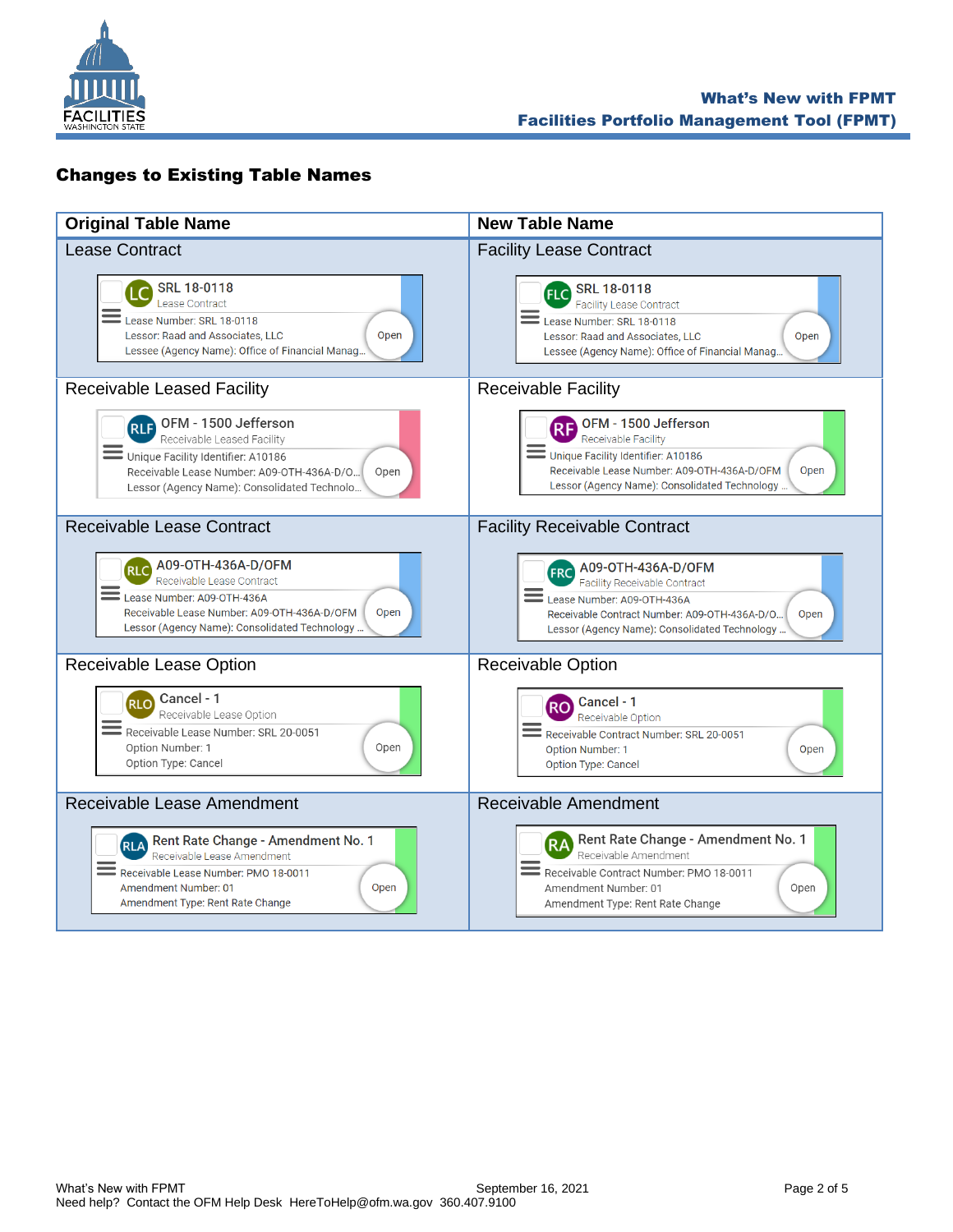## Changes to Existing Table Names

| Original Table Name | New Table Name |
|---|---|
| Lease Contract<br>LC SRL 18-0118<br>Lease Contract<br>Lease Number: SRL 18-0118<br>Lessor: Raad and Associates, LLC<br>Lessee (Agency Name): Office of Financial Manag...<br>Open | Facility Lease Contract<br>FLC SRL 18-0118<br>Facility Lease Contract<br>Lease Number: SRL 18-0118<br>Lessor: Raad and Associates, LLC<br>Lessee (Agency Name): Office of Financial Manag...<br>Open |
| Receivable Leased Facility<br>RLF OFM - 1500 Jefferson<br>Receivable Leased Facility<br>Unique Facility Identifier: A10186<br>Receivable Lease Number: A09-OTH-436A-D/O...<br>Lessor (Agency Name): Consolidated Technolo...<br>Open | Receivable Facility<br>RF OFM - 1500 Jefferson<br>Receivable Facility<br>Unique Facility Identifier: A10186<br>Receivable Lease Number: A09-OTH-436A-D/OFM<br>Lessor (Agency Name): Consolidated Technology ...<br>Open |
| Receivable Lease Contract<br>RLC A09-OTH-436A-D/OFM<br>Receivable Lease Contract<br>Lease Number: A09-OTH-436A<br>Receivable Lease Number: A09-OTH-436A-D/OFM<br>Lessor (Agency Name): Consolidated Technology ...<br>Open | Facility Receivable Contract<br>FRC A09-OTH-436A-D/OFM<br>Facility Receivable Contract<br>Lease Number: A09-OTH-436A<br>Receivable Contract Number: A09-OTH-436A-D/O...<br>Lessor (Agency Name): Consolidated Technology ...<br>Open |
| Receivable Lease Option<br>RLO Cancel - 1<br>Receivable Lease Option<br>Receivable Lease Number: SRL 20-0051<br>Option Number: 1<br>Option Type: Cancel<br>Open | Receivable Option<br>RO Cancel - 1<br>Receivable Option<br>Receivable Contract Number: SRL 20-0051<br>Option Number: 1<br>Option Type: Cancel<br>Open |
| Receivable Lease Amendment<br>RLA Rent Rate Change - Amendment No. 1<br>Receivable Lease Amendment<br>Receivable Lease Number: PMO 18-0011<br>Amendment Number: 01<br>Amendment Type: Rent Rate Change<br>Open | Receivable Amendment<br>RA Rent Rate Change - Amendment No. 1<br>Receivable Amendment<br>Receivable Contract Number: PMO 18-0011<br>Amendment Number: 01<br>Amendment Type: Rent Rate Change<br>Open |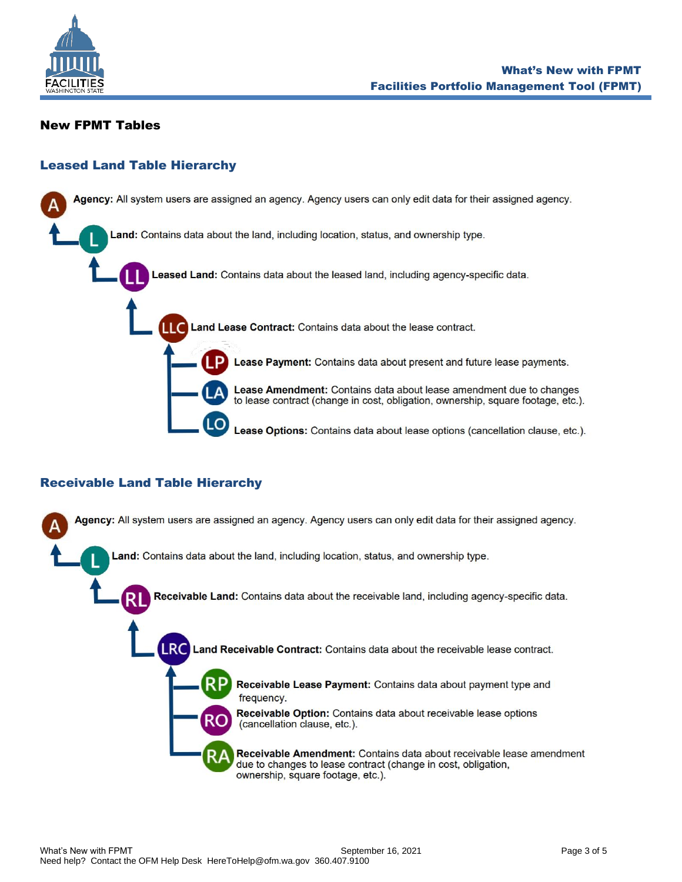## New FPMT Tables

### Leased Land Table Hierarchy

- **A** — **Agency:** All system users are assigned an agency. Agency users can only edit data for their assigned agency.
  - **L** — **Land:** Contains data about the land, including location, status, and ownership type.
    - **LL** — **Leased Land:** Contains data about the leased land, including agency-specific data.
      - **LLC** — **Land Lease Contract:** Contains data about the lease contract.
        - **LP** — **Lease Payment:** Contains data about present and future lease payments.
        - **LA** — **Lease Amendment:** Contains data about lease amendment due to changes to lease contract (change in cost, obligation, ownership, square footage, etc.).
        - **LO** — **Lease Options:** Contains data about lease options (cancellation clause, etc.).

### Receivable Land Table Hierarchy

- **A** — **Agency:** All system users are assigned an agency. Agency users can only edit data for their assigned agency.
  - **L** — **Land:** Contains data about the land, including location, status, and ownership type.
    - **RL** — **Receivable Land:** Contains data about the receivable land, including agency-specific data.
      - **LRC** — **Land Receivable Contract:** Contains data about the receivable lease contract.
        - **RP** — **Receivable Lease Payment:** Contains data about payment type and frequency.
        - **RO** — **Receivable Option:** Contains data about receivable lease options (cancellation clause, etc.).
        - **RA** — **Receivable Amendment:** Contains data about receivable lease amendment due to changes to lease contract (change in cost, obligation, ownership, square footage, etc.).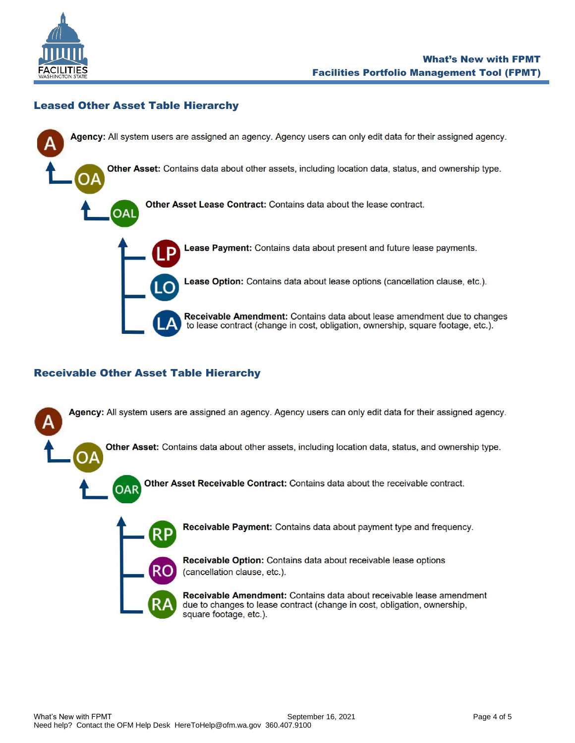## Leased Other Asset Table Hierarchy

- A — **Agency:** All system users are assigned an agency. Agency users can only edit data for their assigned agency.
  - OA — **Other Asset:** Contains data about other assets, including location data, status, and ownership type.
    - OAL — **Other Asset Lease Contract:** Contains data about the lease contract.
      - LP — **Lease Payment:** Contains data about present and future lease payments.
      - LO — **Lease Option:** Contains data about lease options (cancellation clause, etc.).
      - LA — **Receivable Amendment:** Contains data about lease amendment due to changes to lease contract (change in cost, obligation, ownership, square footage, etc.).

## Receivable Other Asset Table Hierarchy

- A — **Agency:** All system users are assigned an agency. Agency users can only edit data for their assigned agency.
  - OA — **Other Asset:** Contains data about other assets, including location data, status, and ownership type.
    - OAR — **Other Asset Receivable Contract:** Contains data about the receivable contract.
      - RP — **Receivable Payment:** Contains data about payment type and frequency.
      - RO — **Receivable Option:** Contains data about receivable lease options (cancellation clause, etc.).
      - RA — **Receivable Amendment:** Contains data about receivable lease amendment due to changes to lease contract (change in cost, obligation, ownership, square footage, etc.).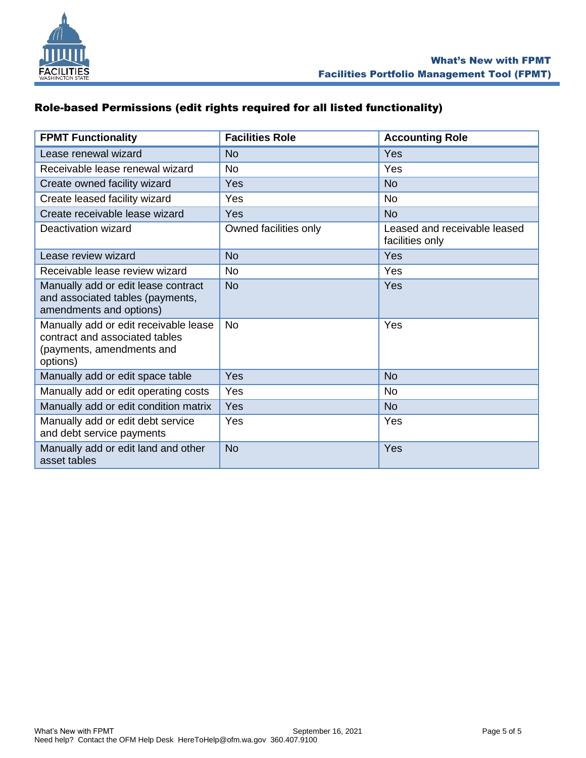## Role-based Permissions (edit rights required for all listed functionality)

| FPMT Functionality | Facilities Role | Accounting Role |
|---|---|---|
| Lease renewal wizard | No | Yes |
| Receivable lease renewal wizard | No | Yes |
| Create owned facility wizard | Yes | No |
| Create leased facility wizard | Yes | No |
| Create receivable lease wizard | Yes | No |
| Deactivation wizard | Owned facilities only | Leased and receivable leased facilities only |
| Lease review wizard | No | Yes |
| Receivable lease review wizard | No | Yes |
| Manually add or edit lease contract and associated tables (payments, amendments and options) | No | Yes |
| Manually add or edit receivable lease contract and associated tables (payments, amendments and options) | No | Yes |
| Manually add or edit space table | Yes | No |
| Manually add or edit operating costs | Yes | No |
| Manually add or edit condition matrix | Yes | No |
| Manually add or edit debt service and debt service payments | Yes | Yes |
| Manually add or edit land and other asset tables | No | Yes |